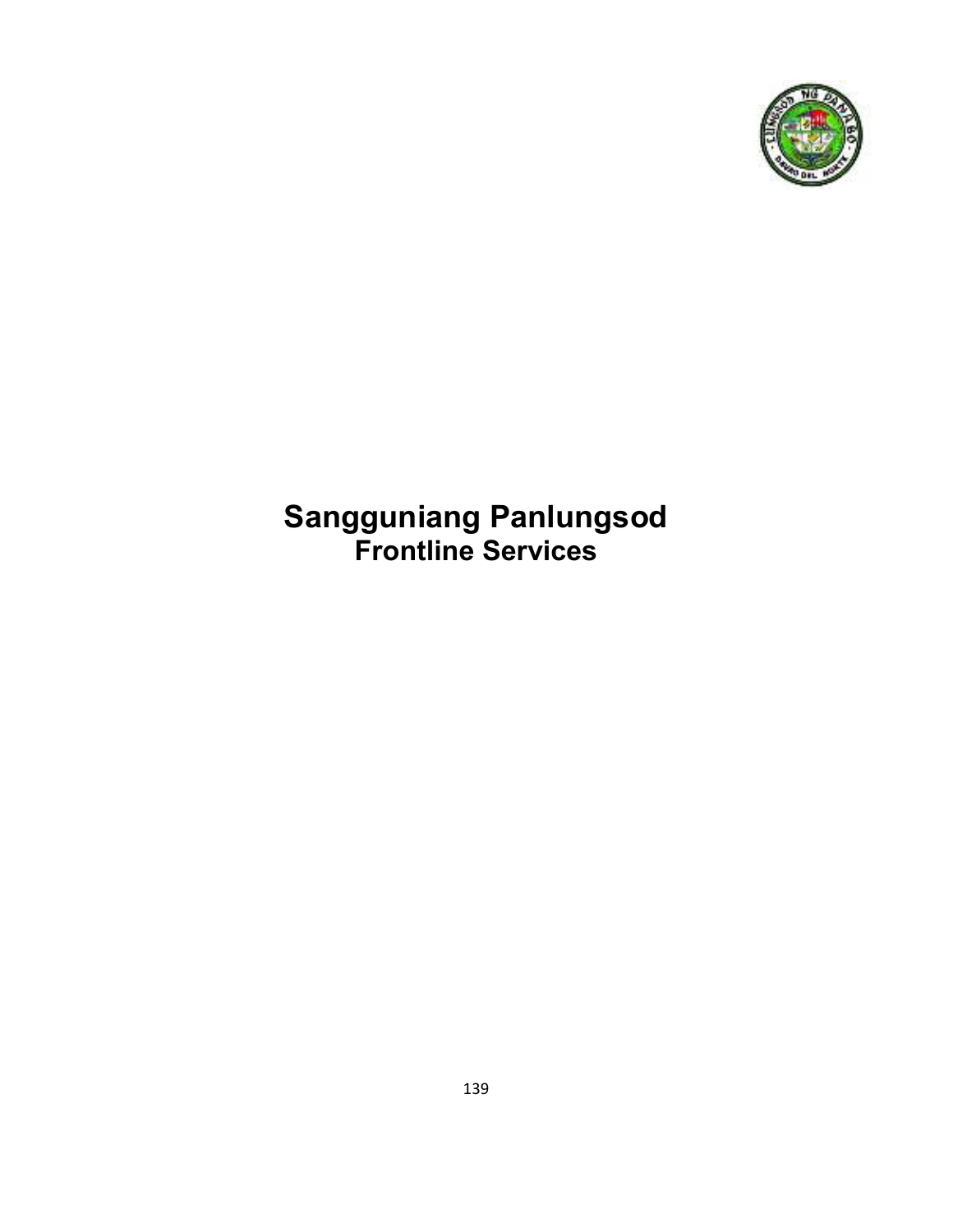# Sangguniang Panlungsod

## Frontline Services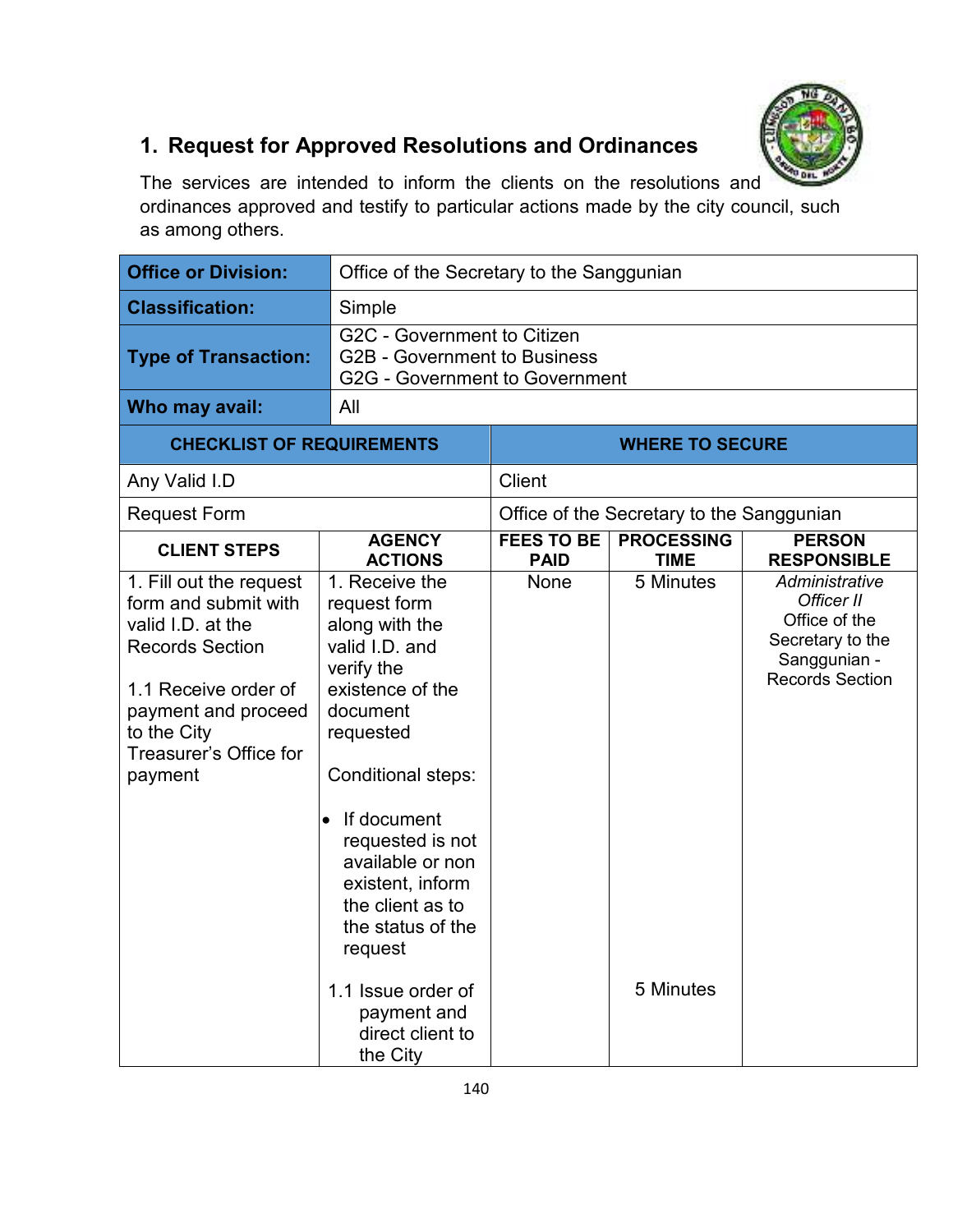## 1. Request for Approved Resolutions and Ordinances

The services are intended to inform the clients on the resolutions and ordinances approved and testify to particular actions made by the city council, such as among others.

| **Office or Division:** | Office of the Secretary to the Sanggunian |
|---|---|
| **Classification:** | Simple |
| **Type of Transaction:** | G2C - Government to Citizen<br>G2B - Government to Business<br>G2G - Government to Government |
| **Who may avail:** | All |

| **CHECKLIST OF REQUIREMENTS** | **WHERE TO SECURE** |
|---|---|
| Any Valid I.D | Client |
| Request Form | Office of the Secretary to the Sanggunian |

| **CLIENT STEPS** | **AGENCY ACTIONS** | **FEES TO BE PAID** | **PROCESSING TIME** | **PERSON RESPONSIBLE** |
|---|---|---|---|---|
| 1. Fill out the request form and submit with valid I.D. at the Records Section<br><br>1.1 Receive order of payment and proceed to the City Treasurer's Office for payment | 1. Receive the request form along with the valid I.D. and verify the existence of the document requested<br><br>Conditional steps:<br><br>• If document requested is not available or non existent, inform the client as to the status of the time the request | None | 5 Minutes | *Administrative Officer II*<br>Office of the Secretary to the Sanggunian - Records Section |
| | 1.1 Issue order of payment and direct client to the City | | 5 Minutes | |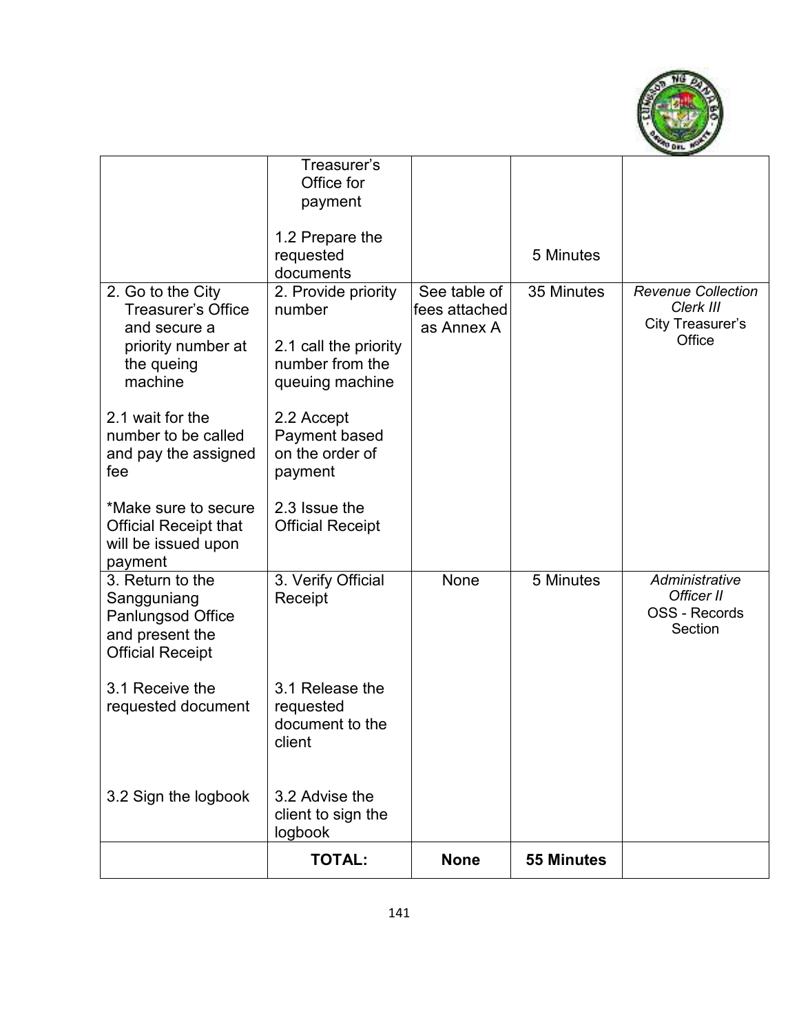| | | | | |
|---|---|---|---|---|
| | Treasurer's Office for payment<br><br>1.2 Prepare the requested documents | | 5 Minutes | |
| 2. Go to the City Treasurer's Office and secure a priority number at the queing machine<br><br>2.1 wait for the number to be called and pay the assigned fee<br><br>*Make sure to secure Official Receipt that will be issued upon payment | 2. Provide priority number<br><br>2.1 call the priority number from the queuing machine<br><br>2.2 Accept Payment based on the order of payment<br><br>2.3 Issue the Official Receipt | See table of fees attached as Annex A | 35 Minutes | *Revenue Collection Clerk III*<br>City Treasurer's Office |
| 3. Return to the Sangguniang Panlungsod Office and present the Official Receipt<br><br>3.1 Receive the requested document<br><br>3.2 Sign the logbook | 3. Verify Official Receipt<br><br>3.1 Release the requested document to the client<br><br>3.2 Advise the client to sign the logbook | None | 5 Minutes | *Administrative Officer II*<br>OSS - Records Section |
| | **TOTAL:** | **None** | **55 Minutes** | |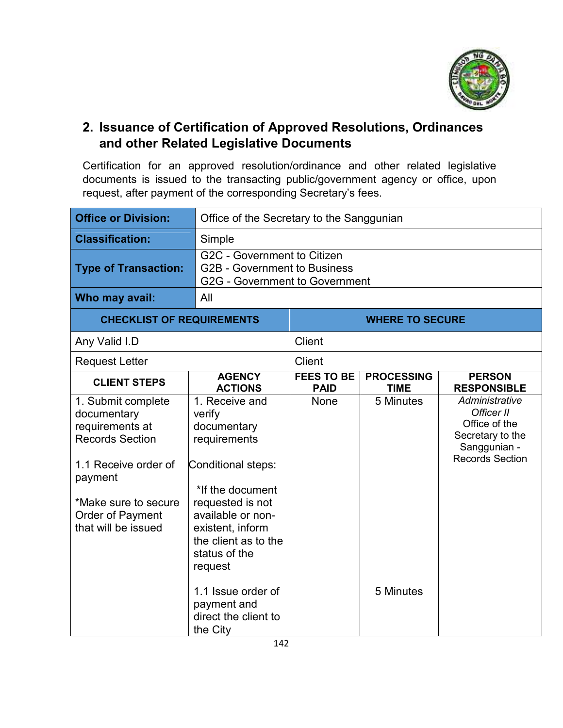## 2. Issuance of Certification of Approved Resolutions, Ordinances and other Related Legislative Documents

Certification for an approved resolution/ordinance and other related legislative documents is issued to the transacting public/government agency or office, upon request, after payment of the corresponding Secretary's fees.

| **Office or Division:** | Office of the Secretary to the Sanggunian | | | |
|---|---|---|---|---|
| **Classification:** | Simple | | | |
| **Type of Transaction:** | G2C - Government to Citizen<br>G2B - Government to Business<br>G2G - Government to Government | | | |
| **Who may avail:** | All | | | |
| **CHECKLIST OF REQUIREMENTS** | | **WHERE TO SECURE** | | |
| Any Valid I.D | | Client | | |
| Request Letter | | Client | | |
| **CLIENT STEPS** | **AGENCY ACTIONS** | **FEES TO BE PAID** | **PROCESSING TIME** | **PERSON RESPONSIBLE** |
| 1. Submit complete documentary requirements at Records Section<br><br>1.1 Receive order of payment<br><br>*Make sure to secure Order of Payment that will be issued | 1. Receive and verify documentary requirements<br><br>Conditional steps:<br><br>*If the document requested is not available or non-existent, inform the client as to the status of the request<br><br>1.1 Issue order of payment and direct the client to the City | None | 5 Minutes<br><br><br><br><br><br>5 Minutes | *Administrative Officer II*<br>Office of the Secretary to the Sanggunian - Records Section |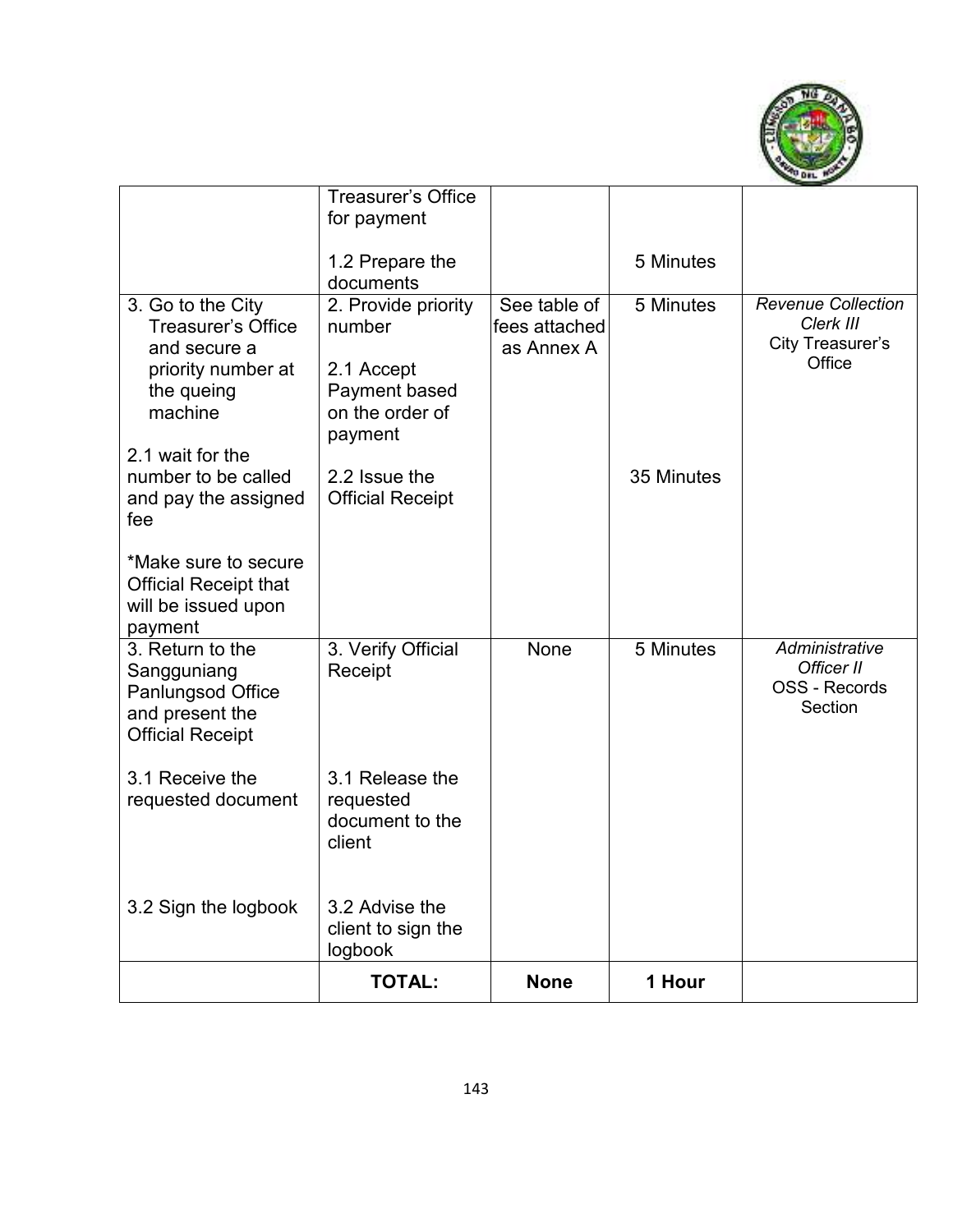| | | | | |
|---|---|---|---|---|
| | Treasurer's Office for payment<br><br>1.2 Prepare the documents | | <br><br>5 Minutes | |
| 3. Go to the City Treasurer's Office and secure a priority number at the queing machine<br><br>2.1 wait for the number to be called and pay the assigned fee<br><br>*Make sure to secure Official Receipt that will be issued upon payment | 2. Provide priority number<br><br>2.1 Accept Payment based on the order of payment<br><br>2.2 Issue the Official Receipt | See table of fees attached as Annex A | 5 Minutes<br><br><br><br>35 Minutes | *Revenue Collection Clerk III*<br>City Treasurer's Office |
| 3. Return to the Sangguniang Panlungsod Office and present the Official Receipt<br><br>3.1 Receive the requested document<br><br>3.2 Sign the logbook | 3. Verify Official Receipt<br><br>3.1 Release the requested document to the client<br><br>3.2 Advise the client to sign the logbook | None | 5 Minutes | *Administrative Officer II*<br>OSS - Records Section |
| | **TOTAL:** | **None** | **1 Hour** | |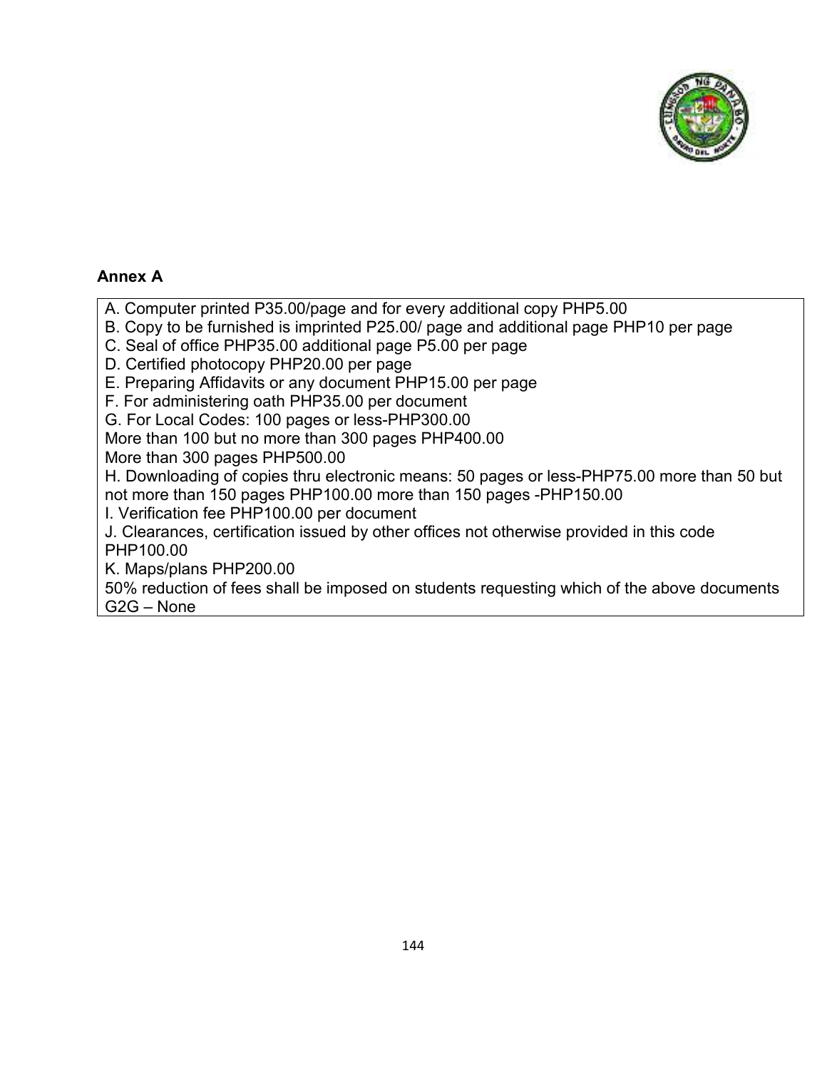## Annex A

A. Computer printed P35.00/page and for every additional copy PHP5.00
B. Copy to be furnished is imprinted P25.00/ page and additional page PHP10 per page
C. Seal of office PHP35.00 additional page P5.00 per page
D. Certified photocopy PHP20.00 per page
E. Preparing Affidavits or any document PHP15.00 per page
F. For administering oath PHP35.00 per document
G. For Local Codes: 100 pages or less-PHP300.00
More than 100 but no more than 300 pages PHP400.00
More than 300 pages PHP500.00
H. Downloading of copies thru electronic means: 50 pages or less-PHP75.00 more than 50 but not more than 150 pages PHP100.00 more than 150 pages -PHP150.00
I. Verification fee PHP100.00 per document
J. Clearances, certification issued by other offices not otherwise provided in this code PHP100.00
K. Maps/plans PHP200.00
50% reduction of fees shall be imposed on students requesting which of the above documents
G2G – None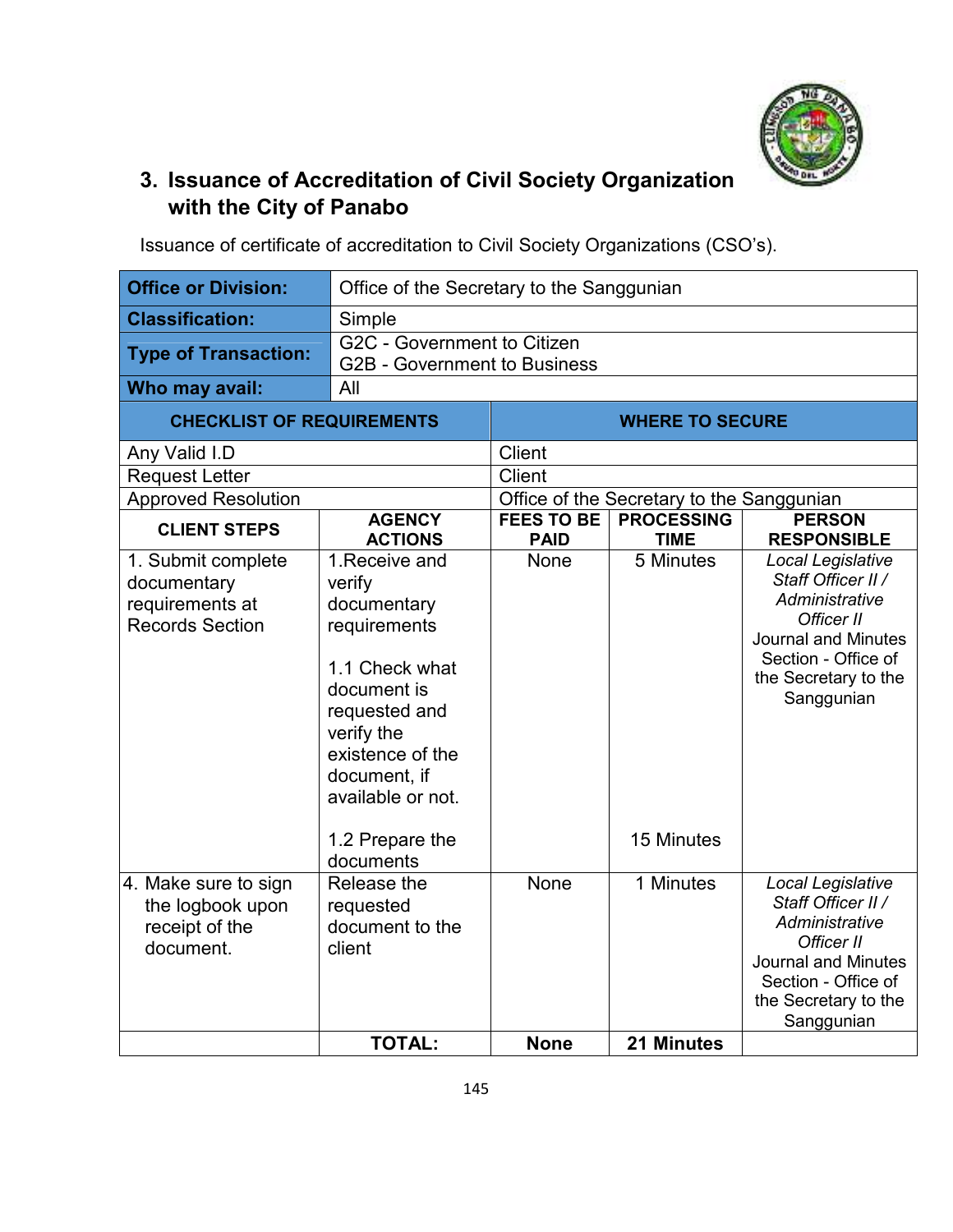## 3. Issuance of Accreditation of Civil Society Organization with the City of Panabo

Issuance of certificate of accreditation to Civil Society Organizations (CSO's).

| | |
|---|---|
| **Office or Division:** | Office of the Secretary to the Sanggunian |
| **Classification:** | Simple |
| **Type of Transaction:** | G2C - Government to Citizen<br>G2B - Government to Business |
| **Who may avail:** | All |

| CHECKLIST OF REQUIREMENTS | WHERE TO SECURE |
|---|---|
| Any Valid I.D | Client |
| Request Letter | Client |
| Approved Resolution | Office of the Secretary to the Sanggunian |

| CLIENT STEPS | AGENCY ACTIONS | FEES TO BE PAID | PROCESSING TIME | PERSON RESPONSIBLE |
|---|---|---|---|---|
| 1. Submit complete documentary requirements at Records Section | 1.Receive and verify documentary requirements<br><br>1.1 Check what document is requested and verify the existence of the document, if available or not.<br><br>1.2 Prepare the documents | None | 5 Minutes<br><br><br><br><br><br>15 Minutes | *Local Legislative Staff Officer II / Administrative Officer II*<br>Journal and Minutes Section - Office of the Secretary to the Sanggunian |
| 4. Make sure to sign the logbook upon receipt of the document. | Release the requested document to the client | None | 1 Minutes | *Local Legislative Staff Officer II / Administrative Officer II*<br>Journal and Minutes Section - Office of the Secretary to the Sanggunian |
| | **TOTAL:** | **None** | **21 Minutes** | |